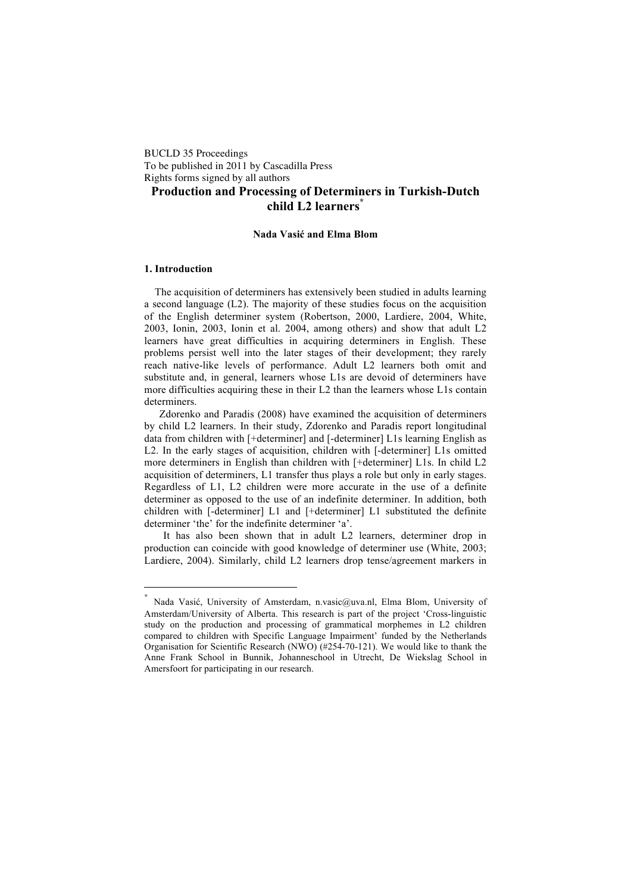BUCLD 35 Proceedings
To be published in 2011 by Cascadilla Press
Rights forms signed by all authors

# Production and Processing of Determiners in Turkish-Dutch child L2 learners[*]

**Nada Vasić and Elma Blom**

## 1. Introduction

The acquisition of determiners has extensively been studied in adults learning a second language (L2). The majority of these studies focus on the acquisition of the English determiner system (Robertson, 2000, Lardiere, 2004, White, 2003, Ionin, 2003, Ionin et al. 2004, among others) and show that adult L2 learners have great difficulties in acquiring determiners in English. These problems persist well into the later stages of their development; they rarely reach native-like levels of performance. Adult L2 learners both omit and substitute and, in general, learners whose L1s are devoid of determiners have more difficulties acquiring these in their L2 than the learners whose L1s contain determiners.

Zdorenko and Paradis (2008) have examined the acquisition of determiners by child L2 learners. In their study, Zdorenko and Paradis report longitudinal data from children with [+determiner] and [-determiner] L1s learning English as L2. In the early stages of acquisition, children with [-determiner] L1s omitted more determiners in English than children with [+determiner] L1s. In child L2 acquisition of determiners, L1 transfer thus plays a role but only in early stages. Regardless of L1, L2 children were more accurate in the use of a definite determiner as opposed to the use of an indefinite determiner. In addition, both children with [-determiner] L1 and [+determiner] L1 substituted the definite determiner 'the' for the indefinite determiner 'a'.

It has also been shown that in adult L2 learners, determiner drop in production can coincide with good knowledge of determiner use (White, 2003; Lardiere, 2004). Similarly, child L2 learners drop tense/agreement markers in

---

[*] Nada Vasić, University of Amsterdam, n.vasic@uva.nl, Elma Blom, University of Amsterdam/University of Alberta. This research is part of the project 'Cross-linguistic study on the production and processing of grammatical morphemes in L2 children compared to children with Specific Language Impairment' funded by the Netherlands Organisation for Scientific Research (NWO) (#254-70-121). We would like to thank the Anne Frank School in Bunnik, Johanneschool in Utrecht, De Wiekslag School in Amersfoort for participating in our research.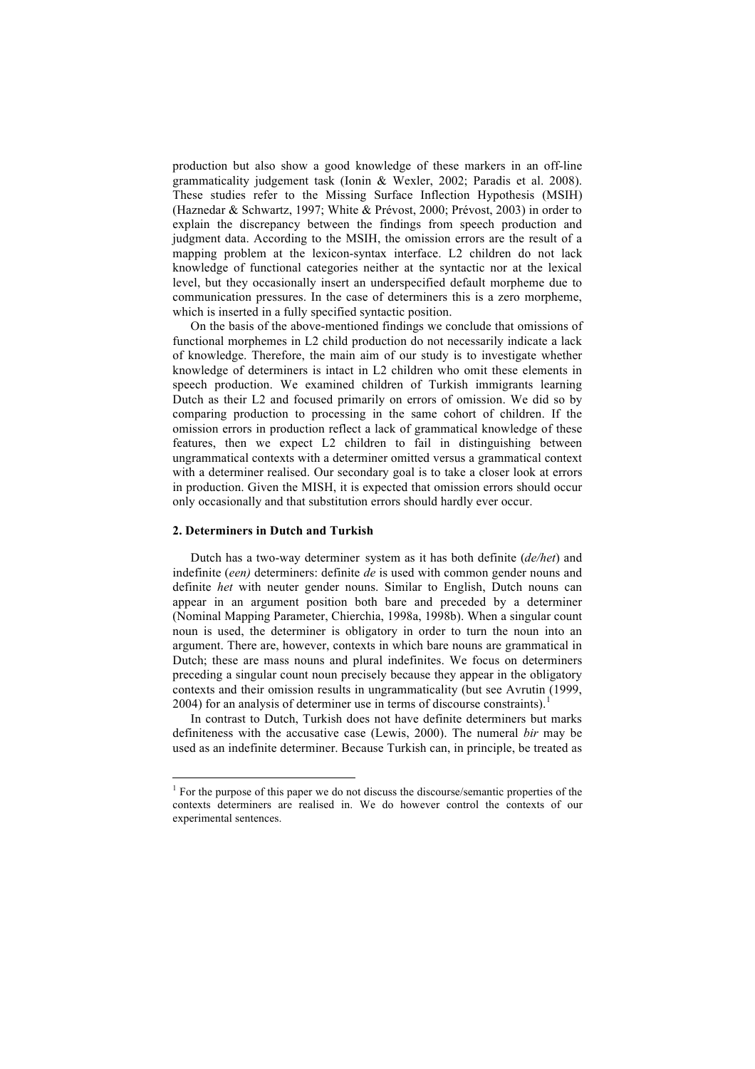production but also show a good knowledge of these markers in an off-line grammaticality judgement task (Ionin & Wexler, 2002; Paradis et al. 2008). These studies refer to the Missing Surface Inflection Hypothesis (MSIH) (Haznedar & Schwartz, 1997; White & Prévost, 2000; Prévost, 2003) in order to explain the discrepancy between the findings from speech production and judgment data. According to the MSIH, the omission errors are the result of a mapping problem at the lexicon-syntax interface. L2 children do not lack knowledge of functional categories neither at the syntactic nor at the lexical level, but they occasionally insert an underspecified default morpheme due to communication pressures. In the case of determiners this is a zero morpheme, which is inserted in a fully specified syntactic position.

On the basis of the above-mentioned findings we conclude that omissions of functional morphemes in L2 child production do not necessarily indicate a lack of knowledge. Therefore, the main aim of our study is to investigate whether knowledge of determiners is intact in L2 children who omit these elements in speech production. We examined children of Turkish immigrants learning Dutch as their L2 and focused primarily on errors of omission. We did so by comparing production to processing in the same cohort of children. If the omission errors in production reflect a lack of grammatical knowledge of these features, then we expect L2 children to fail in distinguishing between ungrammatical contexts with a determiner omitted versus a grammatical context with a determiner realised. Our secondary goal is to take a closer look at errors in production. Given the MISH, it is expected that omission errors should occur only occasionally and that substitution errors should hardly ever occur.

## 2. Determiners in Dutch and Turkish

Dutch has a two-way determiner system as it has both definite (*de/het*) and indefinite (*een)* determiners: definite *de* is used with common gender nouns and definite *het* with neuter gender nouns. Similar to English, Dutch nouns can appear in an argument position both bare and preceded by a determiner (Nominal Mapping Parameter, Chierchia, 1998a, 1998b). When a singular count noun is used, the determiner is obligatory in order to turn the noun into an argument. There are, however, contexts in which bare nouns are grammatical in Dutch; these are mass nouns and plural indefinites. We focus on determiners preceding a singular count noun precisely because they appear in the obligatory contexts and their omission results in ungrammaticality (but see Avrutin (1999, 2004) for an analysis of determiner use in terms of discourse constraints).[1]

In contrast to Dutch, Turkish does not have definite determiners but marks definiteness with the accusative case (Lewis, 2000). The numeral *bir* may be used as an indefinite determiner. Because Turkish can, in principle, be treated as

[1] For the purpose of this paper we do not discuss the discourse/semantic properties of the contexts determiners are realised in. We do however control the contexts of our experimental sentences.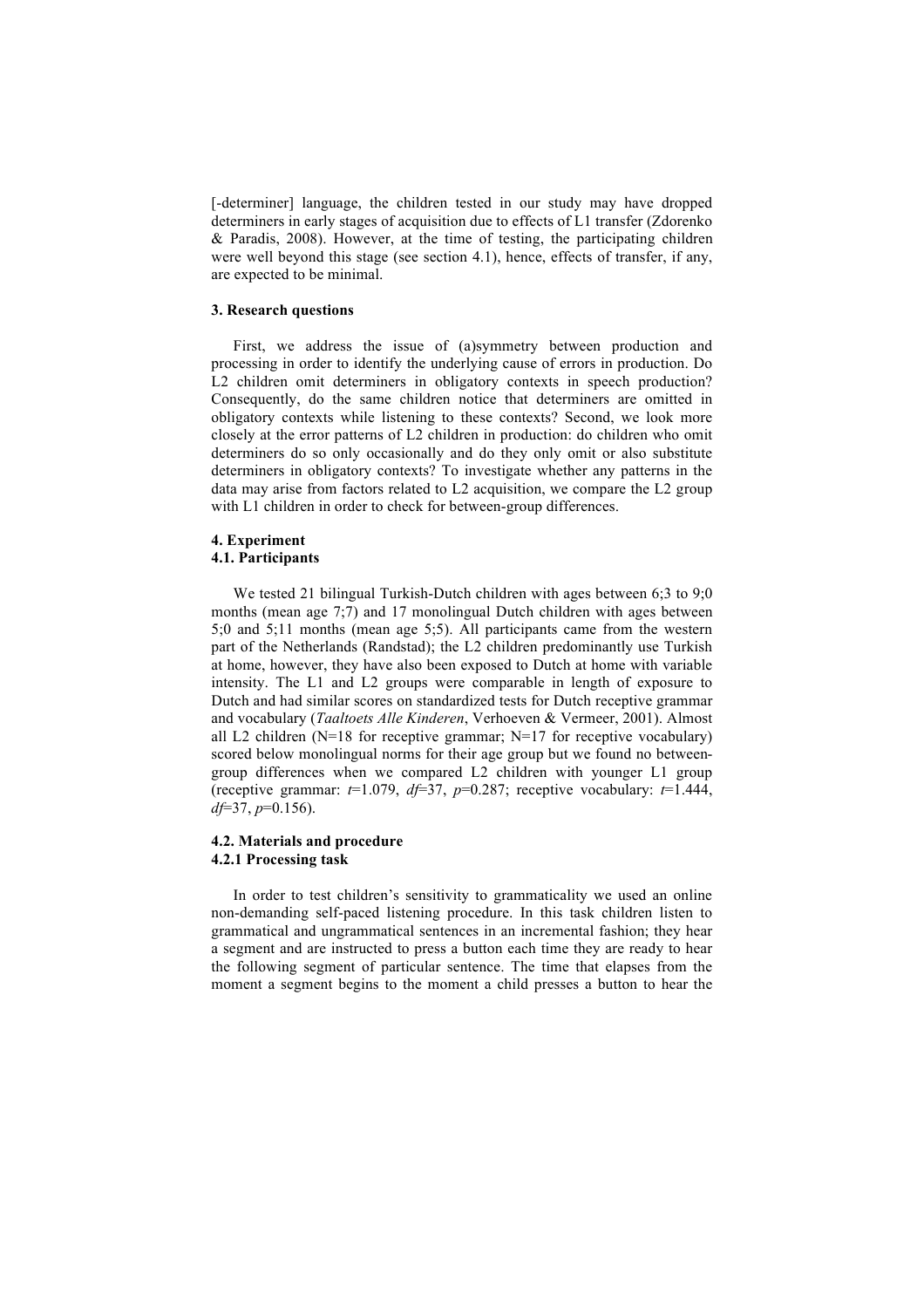[-determiner] language, the children tested in our study may have dropped determiners in early stages of acquisition due to effects of L1 transfer (Zdorenko & Paradis, 2008). However, at the time of testing, the participating children were well beyond this stage (see section 4.1), hence, effects of transfer, if any, are expected to be minimal.

## 3. Research questions

First, we address the issue of (a)symmetry between production and processing in order to identify the underlying cause of errors in production. Do L2 children omit determiners in obligatory contexts in speech production? Consequently, do the same children notice that determiners are omitted in obligatory contexts while listening to these contexts? Second, we look more closely at the error patterns of L2 children in production: do children who omit determiners do so only occasionally and do they only omit or also substitute determiners in obligatory contexts? To investigate whether any patterns in the data may arise from factors related to L2 acquisition, we compare the L2 group with L1 children in order to check for between-group differences.

## 4. Experiment

### 4.1. Participants

We tested 21 bilingual Turkish-Dutch children with ages between 6;3 to 9;0 months (mean age 7;7) and 17 monolingual Dutch children with ages between 5;0 and 5;11 months (mean age 5;5). All participants came from the western part of the Netherlands (Randstad); the L2 children predominantly use Turkish at home, however, they have also been exposed to Dutch at home with variable intensity. The L1 and L2 groups were comparable in length of exposure to Dutch and had similar scores on standardized tests for Dutch receptive grammar and vocabulary (*Taaltoets Alle Kinderen*, Verhoeven & Vermeer, 2001). Almost all L2 children (N=18 for receptive grammar; N=17 for receptive vocabulary) scored below monolingual norms for their age group but we found no between-group differences when we compared L2 children with younger L1 group (receptive grammar: $t$=1.079, $df$=37, $p$=0.287; receptive vocabulary: $t$=1.444, $df$=37, $p$=0.156).

### 4.2. Materials and procedure

#### 4.2.1 Processing task

In order to test children's sensitivity to grammaticality we used an online non-demanding self-paced listening procedure. In this task children listen to grammatical and ungrammatical sentences in an incremental fashion; they hear a segment and are instructed to press a button each time they are ready to hear the following segment of particular sentence. The time that elapses from the moment a segment begins to the moment a child presses a button to hear the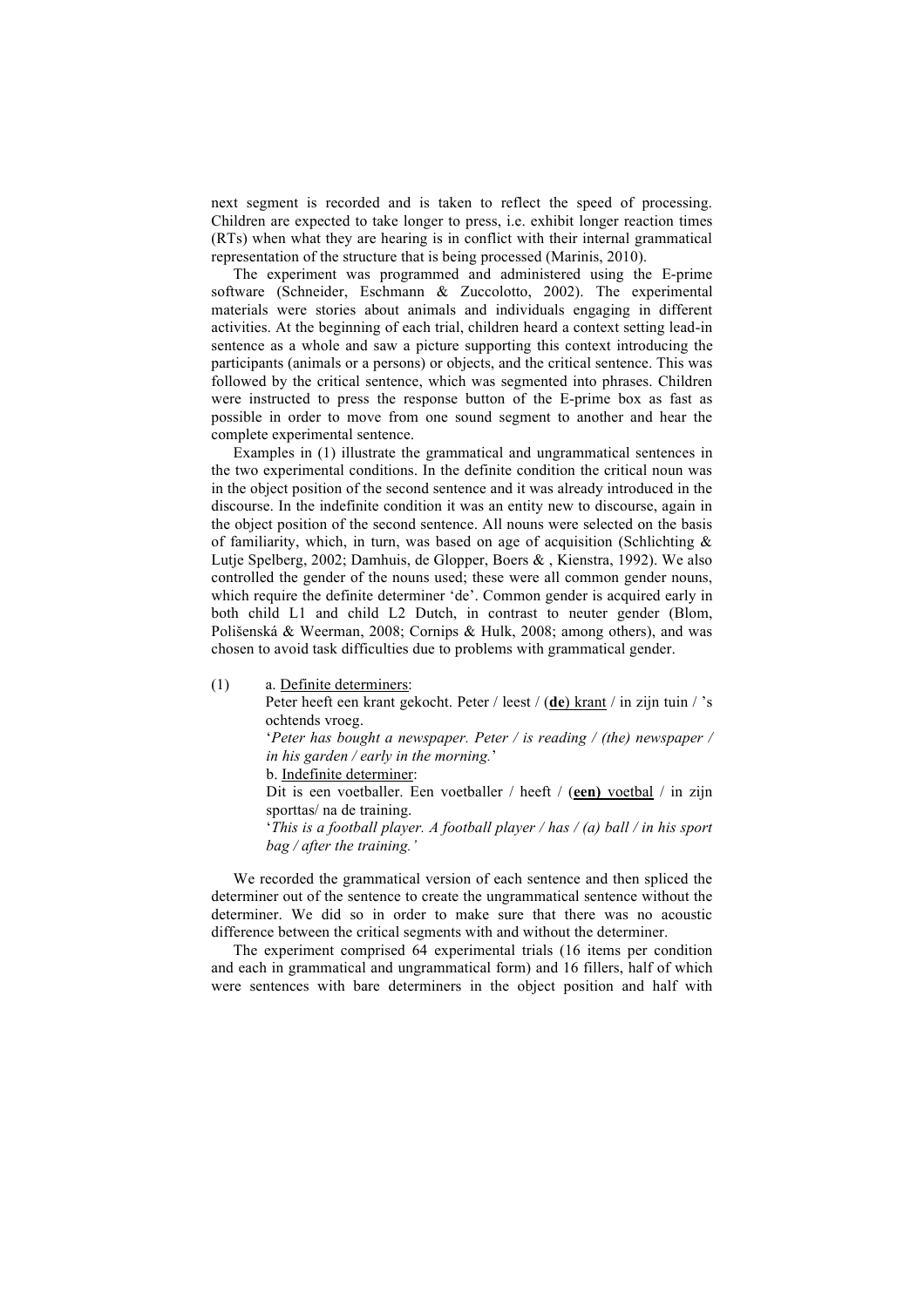next segment is recorded and is taken to reflect the speed of processing. Children are expected to take longer to press, i.e. exhibit longer reaction times (RTs) when what they are hearing is in conflict with their internal grammatical representation of the structure that is being processed (Marinis, 2010).

The experiment was programmed and administered using the E-prime software (Schneider, Eschmann & Zuccolotto, 2002). The experimental materials were stories about animals and individuals engaging in different activities. At the beginning of each trial, children heard a context setting lead-in sentence as a whole and saw a picture supporting this context introducing the participants (animals or a persons) or objects, and the critical sentence. This was followed by the critical sentence, which was segmented into phrases. Children were instructed to press the response button of the E-prime box as fast as possible in order to move from one sound segment to another and hear the complete experimental sentence.

Examples in (1) illustrate the grammatical and ungrammatical sentences in the two experimental conditions. In the definite condition the critical noun was in the object position of the second sentence and it was already introduced in the discourse. In the indefinite condition it was an entity new to discourse, again in the object position of the second sentence. All nouns were selected on the basis of familiarity, which, in turn, was based on age of acquisition (Schlichting & Lutje Spelberg, 2002; Damhuis, de Glopper, Boers & , Kienstra, 1992). We also controlled the gender of the nouns used; these were all common gender nouns, which require the definite determiner 'de'. Common gender is acquired early in both child L1 and child L2 Dutch, in contrast to neuter gender (Blom, Polišenská & Weerman, 2008; Cornips & Hulk, 2008; among others), and was chosen to avoid task difficulties due to problems with grammatical gender.

(1) a. <u>Definite determiners</u>:
Peter heeft een krant gekocht. Peter / leest / (<u>**de**) krant</u> / in zijn tuin / 's ochtends vroeg.
'*Peter has bought a newspaper. Peter / is reading / (the) newspaper / in his garden / early in the morning.*'
b. <u>Indefinite determiner</u>:
Dit is een voetballer. Een voetballer / heeft / (<u>**een)** voetbal</u> / in zijn sporttas/ na de training.
'*This is a football player. A football player / has / (a) ball / in his sport bag / after the training.'*

We recorded the grammatical version of each sentence and then spliced the determiner out of the sentence to create the ungrammatical sentence without the determiner. We did so in order to make sure that there was no acoustic difference between the critical segments with and without the determiner.

The experiment comprised 64 experimental trials (16 items per condition and each in grammatical and ungrammatical form) and 16 fillers, half of which were sentences with bare determiners in the object position and half with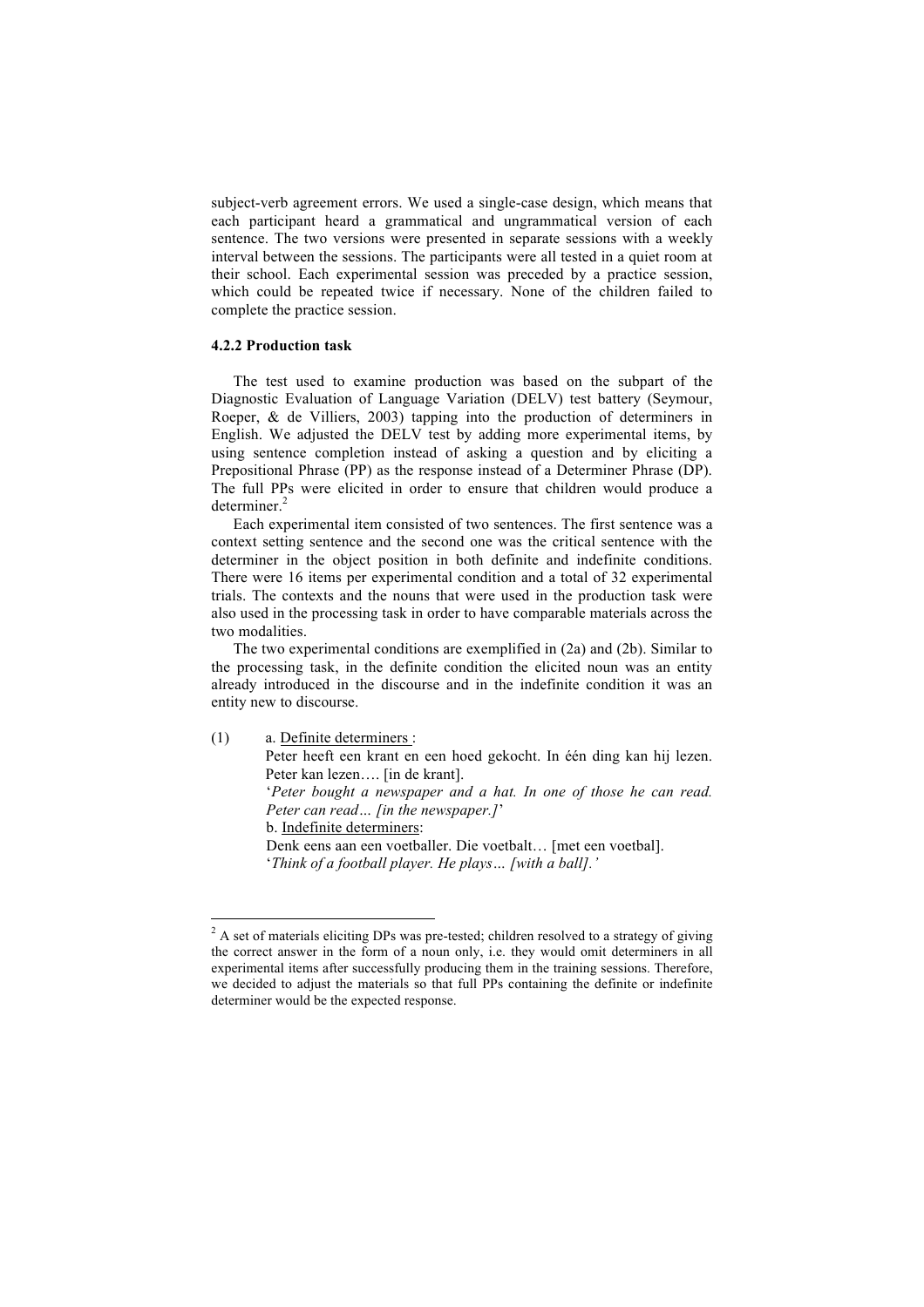subject-verb agreement errors. We used a single-case design, which means that each participant heard a grammatical and ungrammatical version of each sentence. The two versions were presented in separate sessions with a weekly interval between the sessions. The participants were all tested in a quiet room at their school. Each experimental session was preceded by a practice session, which could be repeated twice if necessary. None of the children failed to complete the practice session.

### 4.2.2 Production task

The test used to examine production was based on the subpart of the Diagnostic Evaluation of Language Variation (DELV) test battery (Seymour, Roeper, & de Villiers, 2003) tapping into the production of determiners in English. We adjusted the DELV test by adding more experimental items, by using sentence completion instead of asking a question and by eliciting a Prepositional Phrase (PP) as the response instead of a Determiner Phrase (DP). The full PPs were elicited in order to ensure that children would produce a determiner.[2]

Each experimental item consisted of two sentences. The first sentence was a context setting sentence and the second one was the critical sentence with the determiner in the object position in both definite and indefinite conditions. There were 16 items per experimental condition and a total of 32 experimental trials. The contexts and the nouns that were used in the production task were also used in the processing task in order to have comparable materials across the two modalities.

The two experimental conditions are exemplified in (2a) and (2b). Similar to the processing task, in the definite condition the elicited noun was an entity already introduced in the discourse and in the indefinite condition it was an entity new to discourse.

(1) a. Definite determiners :
Peter heeft een krant en een hoed gekocht. In één ding kan hij lezen. Peter kan lezen…. [in de krant].
'*Peter bought a newspaper and a hat. In one of those he can read. Peter can read… [in the newspaper.]*'
b. Indefinite determiners:
Denk eens aan een voetballer. Die voetbalt… [met een voetbal].
'*Think of a football player. He plays… [with a ball].'*

[2] A set of materials eliciting DPs was pre-tested; children resolved to a strategy of giving the correct answer in the form of a noun only, i.e. they would omit determiners in all experimental items after successfully producing them in the training sessions. Therefore, we decided to adjust the materials so that full PPs containing the definite or indefinite determiner would be the expected response.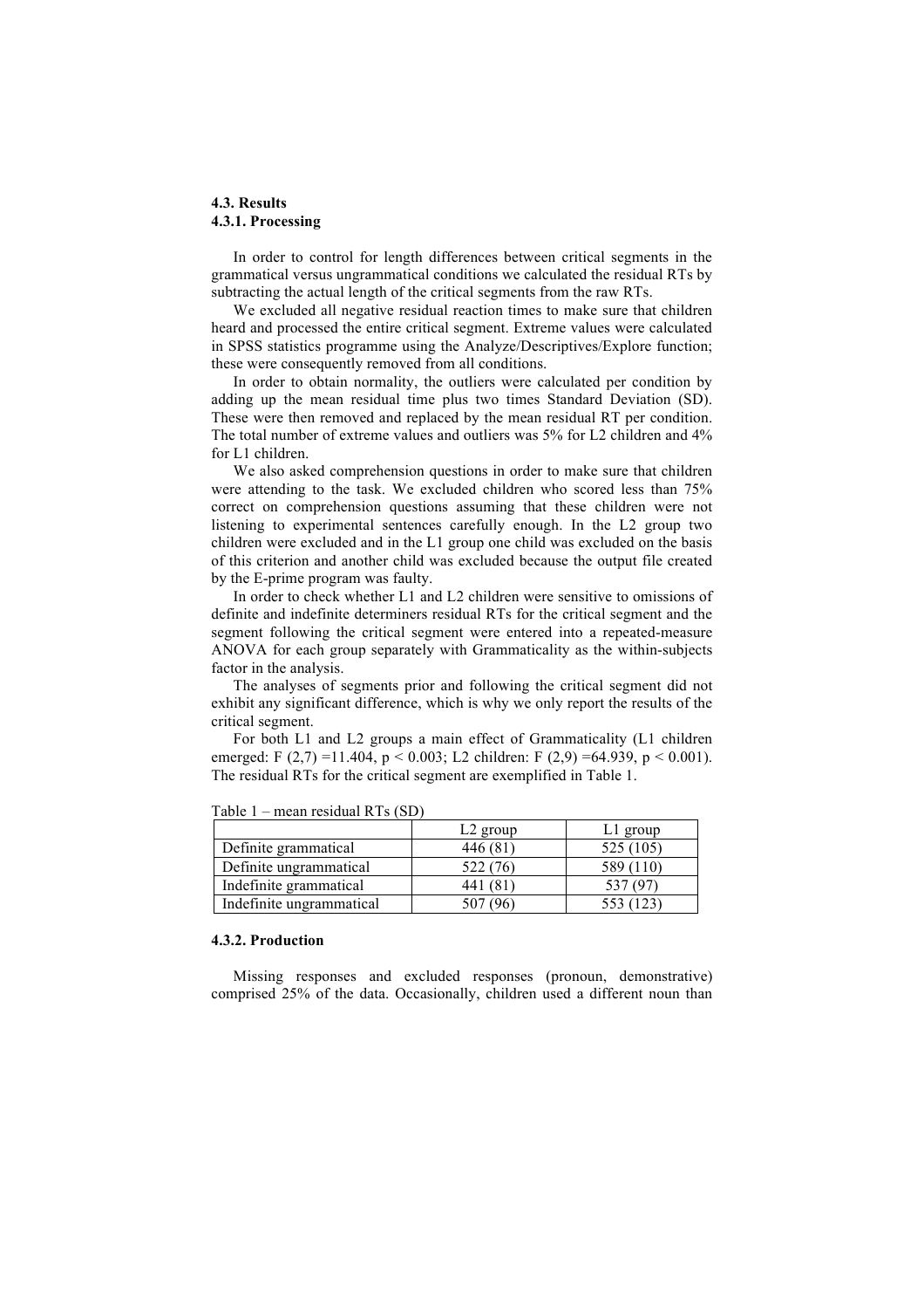### 4.3. Results

#### 4.3.1. Processing

In order to control for length differences between critical segments in the grammatical versus ungrammatical conditions we calculated the residual RTs by subtracting the actual length of the critical segments from the raw RTs.

We excluded all negative residual reaction times to make sure that children heard and processed the entire critical segment. Extreme values were calculated in SPSS statistics programme using the Analyze/Descriptives/Explore function; these were consequently removed from all conditions.

In order to obtain normality, the outliers were calculated per condition by adding up the mean residual time plus two times Standard Deviation (SD). These were then removed and replaced by the mean residual RT per condition. The total number of extreme values and outliers was 5% for L2 children and 4% for L1 children.

We also asked comprehension questions in order to make sure that children were attending to the task. We excluded children who scored less than 75% correct on comprehension questions assuming that these children were not listening to experimental sentences carefully enough. In the L2 group two children were excluded and in the L1 group one child was excluded on the basis of this criterion and another child was excluded because the output file created by the E-prime program was faulty.

In order to check whether L1 and L2 children were sensitive to omissions of definite and indefinite determiners residual RTs for the critical segment and the segment following the critical segment were entered into a repeated-measure ANOVA for each group separately with Grammaticality as the within-subjects factor in the analysis.

The analyses of segments prior and following the critical segment did not exhibit any significant difference, which is why we only report the results of the critical segment.

For both L1 and L2 groups a main effect of Grammaticality (L1 children emerged: $F(2,7) = 11.404$, $p < 0.003$; L2 children: $F(2,9) = 64.939$, $p < 0.001$). The residual RTs for the critical segment are exemplified in Table 1.

Table 1 – mean residual RTs (SD)

| | L2 group | L1 group |
|---|---|---|
| Definite grammatical | 446 (81) | 525 (105) |
| Definite ungrammatical | 522 (76) | 589 (110) |
| Indefinite grammatical | 441 (81) | 537 (97) |
| Indefinite ungrammatical | 507 (96) | 553 (123) |

#### 4.3.2. Production

Missing responses and excluded responses (pronoun, demonstrative) comprised 25% of the data. Occasionally, children used a different noun than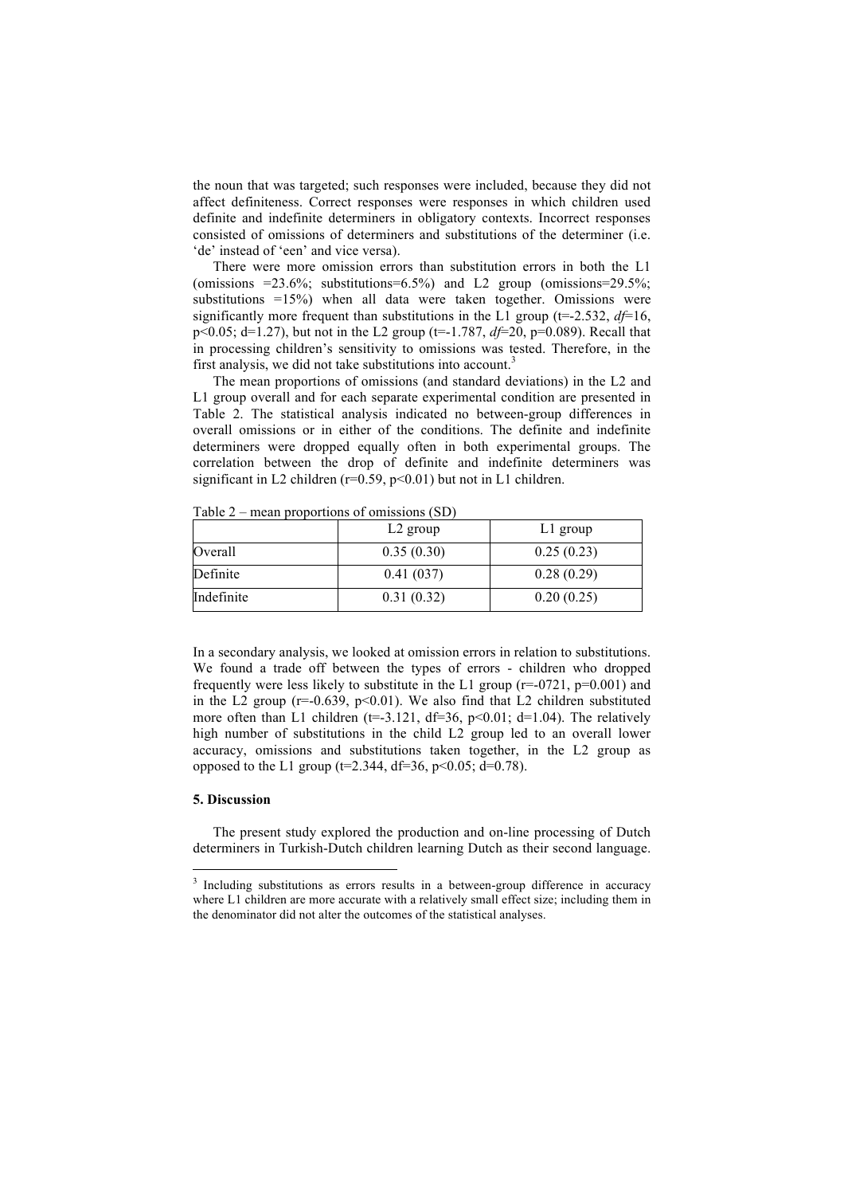the noun that was targeted; such responses were included, because they did not affect definiteness. Correct responses were responses in which children used definite and indefinite determiners in obligatory contexts. Incorrect responses consisted of omissions of determiners and substitutions of the determiner (i.e. 'de' instead of 'een' and vice versa).

There were more omission errors than substitution errors in both the L1 (omissions =23.6%; substitutions=6.5%) and L2 group (omissions=29.5%; substitutions =15%) when all data were taken together. Omissions were significantly more frequent than substitutions in the L1 group (t=-2.532, *df*=16, p<0.05; d=1.27), but not in the L2 group (t=-1.787, *df*=20, p=0.089). Recall that in processing children's sensitivity to omissions was tested. Therefore, in the first analysis, we did not take substitutions into account.[3]

The mean proportions of omissions (and standard deviations) in the L2 and L1 group overall and for each separate experimental condition are presented in Table 2. The statistical analysis indicated no between-group differences in overall omissions or in either of the conditions. The definite and indefinite determiners were dropped equally often in both experimental groups. The correlation between the drop of definite and indefinite determiners was significant in L2 children (r=0.59, p<0.01) but not in L1 children.

Table 2 – mean proportions of omissions (SD)

| | L2 group | L1 group |
|---|---|---|
| Overall | 0.35 (0.30) | 0.25 (0.23) |
| Definite | 0.41 (037) | 0.28 (0.29) |
| Indefinite | 0.31 (0.32) | 0.20 (0.25) |

In a secondary analysis, we looked at omission errors in relation to substitutions. We found a trade off between the types of errors - children who dropped frequently were less likely to substitute in the L1 group (r=-0721, p=0.001) and in the L2 group (r=-0.639, p<0.01). We also find that L2 children substituted more often than L1 children (t=-3.121, df=36, p<0.01; d=1.04). The relatively high number of substitutions in the child L2 group led to an overall lower accuracy, omissions and substitutions taken together, in the L2 group as opposed to the L1 group (t=2.344, df=36, p<0.05; d=0.78).

## 5. Discussion

The present study explored the production and on-line processing of Dutch determiners in Turkish-Dutch children learning Dutch as their second language.

[3] Including substitutions as errors results in a between-group difference in accuracy where L1 children are more accurate with a relatively small effect size; including them in the denominator did not alter the outcomes of the statistical analyses.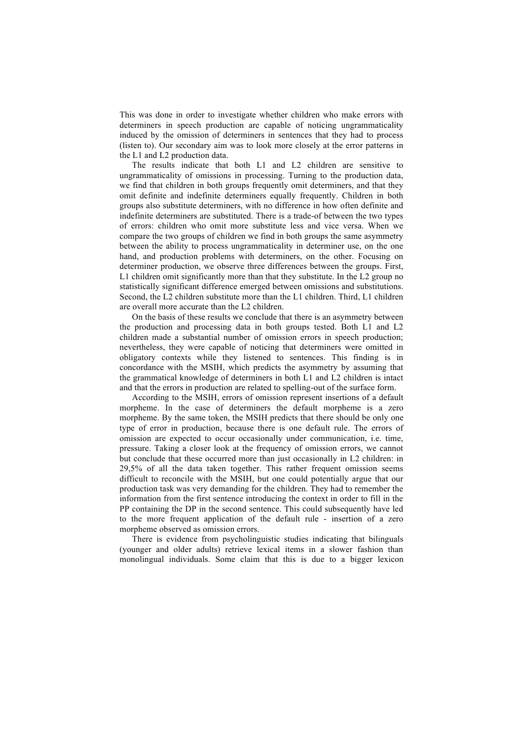This was done in order to investigate whether children who make errors with determiners in speech production are capable of noticing ungrammaticality induced by the omission of determiners in sentences that they had to process (listen to). Our secondary aim was to look more closely at the error patterns in the L1 and L2 production data.

The results indicate that both L1 and L2 children are sensitive to ungrammaticality of omissions in processing. Turning to the production data, we find that children in both groups frequently omit determiners, and that they omit definite and indefinite determiners equally frequently. Children in both groups also substitute determiners, with no difference in how often definite and indefinite determiners are substituted. There is a trade-of between the two types of errors: children who omit more substitute less and vice versa. When we compare the two groups of children we find in both groups the same asymmetry between the ability to process ungrammaticality in determiner use, on the one hand, and production problems with determiners, on the other. Focusing on determiner production, we observe three differences between the groups. First, L1 children omit significantly more than that they substitute. In the L2 group no statistically significant difference emerged between omissions and substitutions. Second, the L2 children substitute more than the L1 children. Third, L1 children are overall more accurate than the L2 children.

On the basis of these results we conclude that there is an asymmetry between the production and processing data in both groups tested. Both L1 and L2 children made a substantial number of omission errors in speech production; nevertheless, they were capable of noticing that determiners were omitted in obligatory contexts while they listened to sentences. This finding is in concordance with the MSIH, which predicts the asymmetry by assuming that the grammatical knowledge of determiners in both L1 and L2 children is intact and that the errors in production are related to spelling-out of the surface form.

According to the MSIH, errors of omission represent insertions of a default morpheme. In the case of determiners the default morpheme is a zero morpheme. By the same token, the MSIH predicts that there should be only one type of error in production, because there is one default rule. The errors of omission are expected to occur occasionally under communication, i.e. time, pressure. Taking a closer look at the frequency of omission errors, we cannot but conclude that these occurred more than just occasionally in L2 children: in 29,5% of all the data taken together. This rather frequent omission seems difficult to reconcile with the MSIH, but one could potentially argue that our production task was very demanding for the children. They had to remember the information from the first sentence introducing the context in order to fill in the PP containing the DP in the second sentence. This could subsequently have led to the more frequent application of the default rule - insertion of a zero morpheme observed as omission errors.

There is evidence from psycholinguistic studies indicating that bilinguals (younger and older adults) retrieve lexical items in a slower fashion than monolingual individuals. Some claim that this is due to a bigger lexicon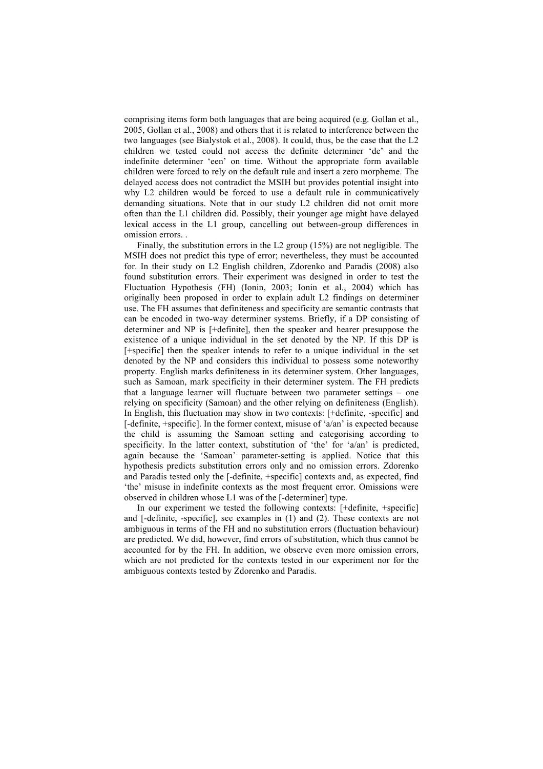comprising items form both languages that are being acquired (e.g. Gollan et al., 2005, Gollan et al., 2008) and others that it is related to interference between the two languages (see Bialystok et al., 2008). It could, thus, be the case that the L2 children we tested could not access the definite determiner 'de' and the indefinite determiner 'een' on time. Without the appropriate form available children were forced to rely on the default rule and insert a zero morpheme. The delayed access does not contradict the MSIH but provides potential insight into why L2 children would be forced to use a default rule in communicatively demanding situations. Note that in our study L2 children did not omit more often than the L1 children did. Possibly, their younger age might have delayed lexical access in the L1 group, cancelling out between-group differences in omission errors. .

Finally, the substitution errors in the L2 group (15%) are not negligible. The MSIH does not predict this type of error; nevertheless, they must be accounted for. In their study on L2 English children, Zdorenko and Paradis (2008) also found substitution errors. Their experiment was designed in order to test the Fluctuation Hypothesis (FH) (Ionin, 2003; Ionin et al., 2004) which has originally been proposed in order to explain adult L2 findings on determiner use. The FH assumes that definiteness and specificity are semantic contrasts that can be encoded in two-way determiner systems. Briefly, if a DP consisting of determiner and NP is [+definite], then the speaker and hearer presuppose the existence of a unique individual in the set denoted by the NP. If this DP is [+specific] then the speaker intends to refer to a unique individual in the set denoted by the NP and considers this individual to possess some noteworthy property. English marks definiteness in its determiner system. Other languages, such as Samoan, mark specificity in their determiner system. The FH predicts that a language learner will fluctuate between two parameter settings – one relying on specificity (Samoan) and the other relying on definiteness (English). In English, this fluctuation may show in two contexts: [+definite, -specific] and [-definite, +specific]. In the former context, misuse of 'a/an' is expected because the child is assuming the Samoan setting and categorising according to specificity. In the latter context, substitution of 'the' for 'a/an' is predicted, again because the 'Samoan' parameter-setting is applied. Notice that this hypothesis predicts substitution errors only and no omission errors. Zdorenko and Paradis tested only the [-definite, +specific] contexts and, as expected, find 'the' misuse in indefinite contexts as the most frequent error. Omissions were observed in children whose L1 was of the [-determiner] type.

In our experiment we tested the following contexts: [+definite, +specific] and [-definite, -specific], see examples in (1) and (2). These contexts are not ambiguous in terms of the FH and no substitution errors (fluctuation behaviour) are predicted. We did, however, find errors of substitution, which thus cannot be accounted for by the FH. In addition, we observe even more omission errors, which are not predicted for the contexts tested in our experiment nor for the ambiguous contexts tested by Zdorenko and Paradis.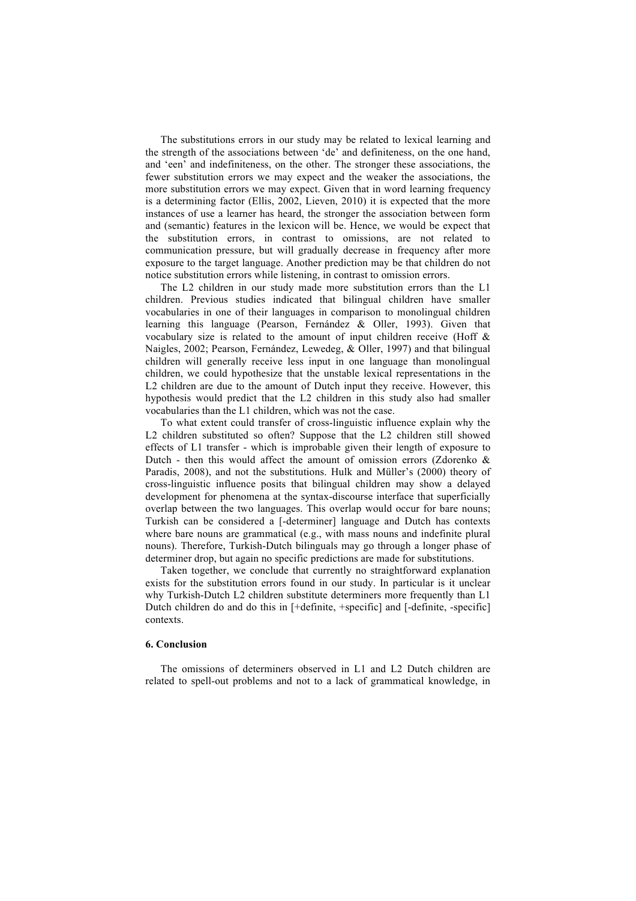The substitutions errors in our study may be related to lexical learning and the strength of the associations between 'de' and definiteness, on the one hand, and 'een' and indefiniteness, on the other. The stronger these associations, the fewer substitution errors we may expect and the weaker the associations, the more substitution errors we may expect. Given that in word learning frequency is a determining factor (Ellis, 2002, Lieven, 2010) it is expected that the more instances of use a learner has heard, the stronger the association between form and (semantic) features in the lexicon will be. Hence, we would be expect that the substitution errors, in contrast to omissions, are not related to communication pressure, but will gradually decrease in frequency after more exposure to the target language. Another prediction may be that children do not notice substitution errors while listening, in contrast to omission errors.

The L2 children in our study made more substitution errors than the L1 children. Previous studies indicated that bilingual children have smaller vocabularies in one of their languages in comparison to monolingual children learning this language (Pearson, Fernández & Oller, 1993). Given that vocabulary size is related to the amount of input children receive (Hoff & Naigles, 2002; Pearson, Fernández, Lewedeg, & Oller, 1997) and that bilingual children will generally receive less input in one language than monolingual children, we could hypothesize that the unstable lexical representations in the L2 children are due to the amount of Dutch input they receive. However, this hypothesis would predict that the L2 children in this study also had smaller vocabularies than the L1 children, which was not the case.

To what extent could transfer of cross-linguistic influence explain why the L2 children substituted so often? Suppose that the L2 children still showed effects of L1 transfer - which is improbable given their length of exposure to Dutch - then this would affect the amount of omission errors (Zdorenko & Paradis, 2008), and not the substitutions. Hulk and Müller's (2000) theory of cross-linguistic influence posits that bilingual children may show a delayed development for phenomena at the syntax-discourse interface that superficially overlap between the two languages. This overlap would occur for bare nouns; Turkish can be considered a [-determiner] language and Dutch has contexts where bare nouns are grammatical (e.g., with mass nouns and indefinite plural nouns). Therefore, Turkish-Dutch bilinguals may go through a longer phase of determiner drop, but again no specific predictions are made for substitutions.

Taken together, we conclude that currently no straightforward explanation exists for the substitution errors found in our study. In particular is it unclear why Turkish-Dutch L2 children substitute determiners more frequently than L1 Dutch children do and do this in [+definite, +specific] and [-definite, -specific] contexts.

## 6. Conclusion

The omissions of determiners observed in L1 and L2 Dutch children are related to spell-out problems and not to a lack of grammatical knowledge, in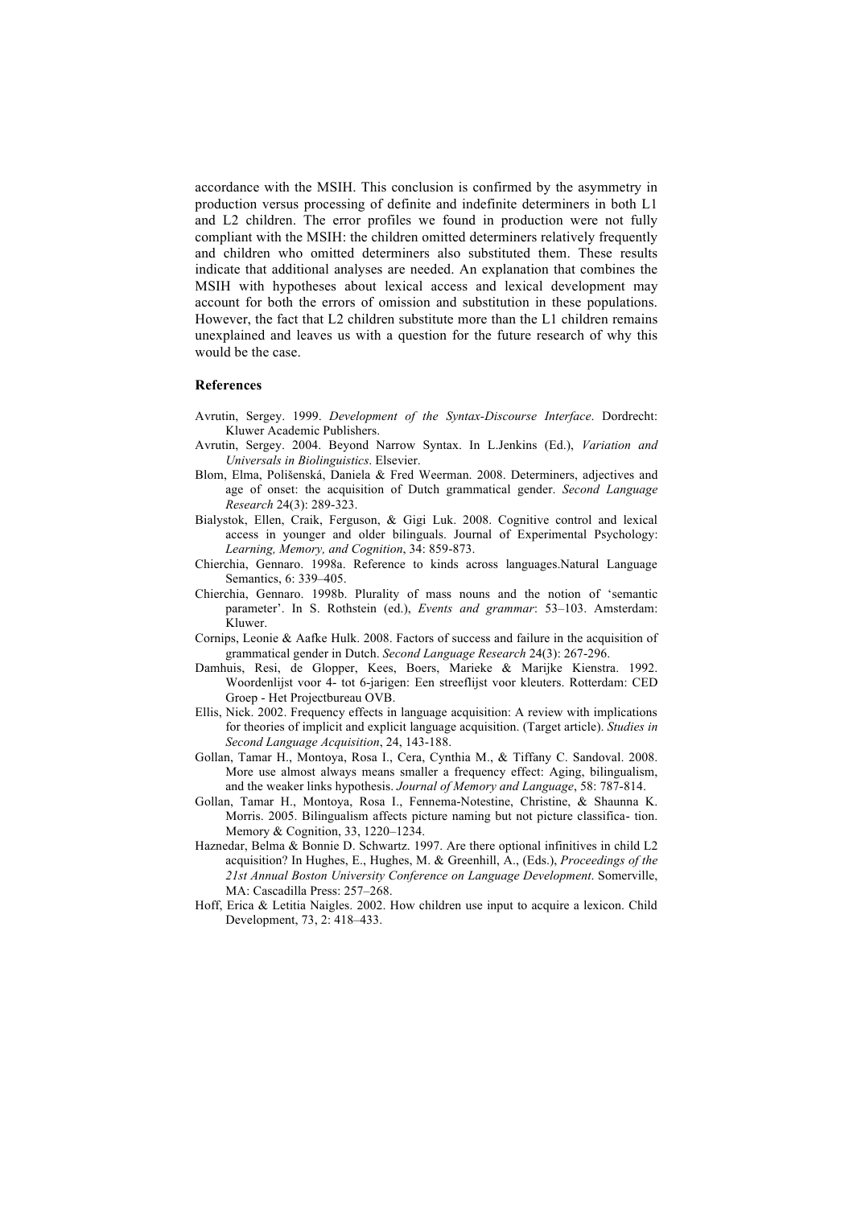accordance with the MSIH. This conclusion is confirmed by the asymmetry in production versus processing of definite and indefinite determiners in both L1 and L2 children. The error profiles we found in production were not fully compliant with the MSIH: the children omitted determiners relatively frequently and children who omitted determiners also substituted them. These results indicate that additional analyses are needed. An explanation that combines the MSIH with hypotheses about lexical access and lexical development may account for both the errors of omission and substitution in these populations. However, the fact that L2 children substitute more than the L1 children remains unexplained and leaves us with a question for the future research of why this would be the case.

## References

Avrutin, Sergey. 1999. *Development of the Syntax-Discourse Interface*. Dordrecht: Kluwer Academic Publishers.

Avrutin, Sergey. 2004. Beyond Narrow Syntax. In L.Jenkins (Ed.), *Variation and Universals in Biolinguistics*. Elsevier.

Blom, Elma, Polišenská, Daniela & Fred Weerman. 2008. Determiners, adjectives and age of onset: the acquisition of Dutch grammatical gender. *Second Language Research* 24(3): 289-323.

Bialystok, Ellen, Craik, Ferguson, & Gigi Luk. 2008. Cognitive control and lexical access in younger and older bilinguals. Journal of Experimental Psychology: *Learning, Memory, and Cognition*, 34: 859-873.

Chierchia, Gennaro. 1998a. Reference to kinds across languages.Natural Language Semantics, 6: 339–405.

Chierchia, Gennaro. 1998b. Plurality of mass nouns and the notion of 'semantic parameter'. In S. Rothstein (ed.), *Events and grammar*: 53–103. Amsterdam: Kluwer.

Cornips, Leonie & Aafke Hulk. 2008. Factors of success and failure in the acquisition of grammatical gender in Dutch. *Second Language Research* 24(3): 267-296.

Damhuis, Resi, de Glopper, Kees, Boers, Marieke & Marijke Kienstra. 1992. Woordenlijst voor 4- tot 6-jarigen: Een streeflijst voor kleuters. Rotterdam: CED Groep - Het Projectbureau OVB.

Ellis, Nick. 2002. Frequency effects in language acquisition: A review with implications for theories of implicit and explicit language acquisition. (Target article). *Studies in Second Language Acquisition*, 24, 143-188.

Gollan, Tamar H., Montoya, Rosa I., Cera, Cynthia M., & Tiffany C. Sandoval. 2008. More use almost always means smaller a frequency effect: Aging, bilingualism, and the weaker links hypothesis. *Journal of Memory and Language*, 58: 787-814.

Gollan, Tamar H., Montoya, Rosa I., Fennema-Notestine, Christine, & Shaunna K. Morris. 2005. Bilingualism affects picture naming but not picture classifica- tion. Memory & Cognition, 33, 1220–1234.

Haznedar, Belma & Bonnie D. Schwartz. 1997. Are there optional infinitives in child L2 acquisition? In Hughes, E., Hughes, M. & Greenhill, A., (Eds.), *Proceedings of the 21st Annual Boston University Conference on Language Development*. Somerville, MA: Cascadilla Press: 257–268.

Hoff, Erica & Letitia Naigles. 2002. How children use input to acquire a lexicon. Child Development, 73, 2: 418–433.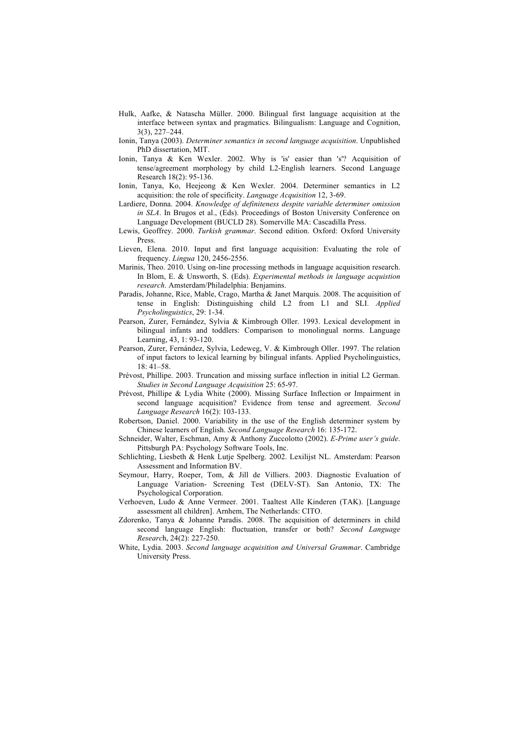Hulk, Aafke, & Natascha Müller. 2000. Bilingual first language acquisition at the interface between syntax and pragmatics. Bilingualism: Language and Cognition, 3(3), 227–244.

Ionin, Tanya (2003). *Determiner semantics in second language acquisition*. Unpublished PhD dissertation, MIT.

Ionin, Tanya & Ken Wexler. 2002. Why is 'is' easier than 's'? Acquisition of tense/agreement morphology by child L2-English learners. Second Language Research 18(2): 95-136.

Ionin, Tanya, Ko, Heejeong & Ken Wexler. 2004. Determiner semantics in L2 acquisition: the role of specificity. *Language Acquisition* 12, 3-69.

Lardiere, Donna. 2004. *Knowledge of definiteness despite variable determiner omission in SLA*. In Brugos et al., (Eds). Proceedings of Boston University Conference on Language Development (BUCLD 28). Somerville MA: Cascadilla Press.

Lewis, Geoffrey. 2000. *Turkish grammar*. Second edition. Oxford: Oxford University Press.

Lieven, Elena. 2010. Input and first language acquisition: Evaluating the role of frequency. *Lingua* 120, 2456-2556.

Marinis, Theo. 2010. Using on-line processing methods in language acquisition research. In Blom, E. & Unsworth, S. (Eds). *Experimental methods in language acquistion research*. Amsterdam/Philadelphia: Benjamins.

Paradis, Johanne, Rice, Mable, Crago, Martha & Janet Marquis. 2008. The acquisition of tense in English: Distinguishing child L2 from L1 and SLI. *Applied Psycholinguistics*, 29: 1-34.

Pearson, Zurer, Fernández, Sylvia & Kimbrough Oller. 1993. Lexical development in bilingual infants and toddlers: Comparison to monolingual norms. Language Learning, 43, 1: 93-120.

Pearson, Zurer, Fernández, Sylvia, Ledeweg, V. & Kimbrough Oller. 1997. The relation of input factors to lexical learning by bilingual infants. Applied Psycholinguistics, 18: 41–58.

Prévost, Phillipe. 2003. Truncation and missing surface inflection in initial L2 German. *Studies in Second Language Acquisition* 25: 65-97.

Prévost, Phillipe & Lydia White (2000). Missing Surface Inflection or Impairment in second language acquisition? Evidence from tense and agreement. *Second Language Research* 16(2): 103-133.

Robertson, Daniel. 2000. Variability in the use of the English determiner system by Chinese learners of English. *Second Language Research* 16: 135-172.

Schneider, Walter, Eschman, Amy & Anthony Zuccolotto (2002). *E-Prime user's guide*. Pittsburgh PA: Psychology Software Tools, Inc.

Schlichting, Liesbeth & Henk Lutje Spelberg. 2002. Lexilijst NL. Amsterdam: Pearson Assessment and Information BV.

Seymour, Harry, Roeper, Tom, & Jill de Villiers. 2003. Diagnostic Evaluation of Language Variation- Screening Test (DELV-ST). San Antonio, TX: The Psychological Corporation.

Verhoeven, Ludo & Anne Vermeer. 2001. Taaltest Alle Kinderen (TAK). [Language assessment all children]. Arnhem, The Netherlands: CITO.

Zdorenko, Tanya & Johanne Paradis. 2008. The acquisition of determiners in child second language English: fluctuation, transfer or both? *Second Language Research*, 24(2): 227-250.

White, Lydia. 2003. *Second language acquisition and Universal Grammar*. Cambridge University Press.